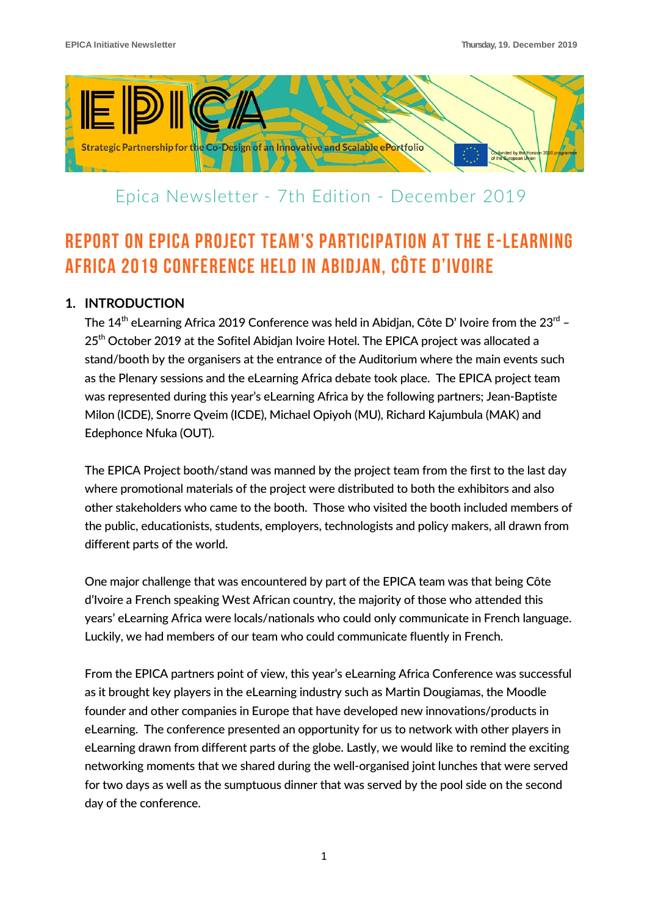Epica Newsletter - 7th Edition - December 2019

# REPORT ON EPICA PROJECT TEAM'S PARTICIPATION AT THE E-LEARNING AFRICA 2019 CONFERENCE HELD IN ABIDJAN, CÔTE D'IVOIRE

## 1. INTRODUCTION

The 14th eLearning Africa 2019 Conference was held in Abidjan, Côte D' Ivoire from the 23rd – 25th October 2019 at the Sofitel Abidjan Ivoire Hotel. The EPICA project was allocated a stand/booth by the organisers at the entrance of the Auditorium where the main events such as the Plenary sessions and the eLearning Africa debate took place. The EPICA project team was represented during this year's eLearning Africa by the following partners; Jean-Baptiste Milon (ICDE), Snorre Qveim (ICDE), Michael Opiyoh (MU), Richard Kajumbula (MAK) and Edephonce Nfuka (OUT).

The EPICA Project booth/stand was manned by the project team from the first to the last day where promotional materials of the project were distributed to both the exhibitors and also other stakeholders who came to the booth. Those who visited the booth included members of the public, educationists, students, employers, technologists and policy makers, all drawn from different parts of the world.

One major challenge that was encountered by part of the EPICA team was that being Côte d'Ivoire a French speaking West African country, the majority of those who attended this years' eLearning Africa were locals/nationals who could only communicate in French language. Luckily, we had members of our team who could communicate fluently in French.

From the EPICA partners point of view, this year's eLearning Africa Conference was successful as it brought key players in the eLearning industry such as Martin Dougiamas, the Moodle founder and other companies in Europe that have developed new innovations/products in eLearning. The conference presented an opportunity for us to network with other players in eLearning drawn from different parts of the globe. Lastly, we would like to remind the exciting networking moments that we shared during the well-organised joint lunches that were served for two days as well as the sumptuous dinner that was served by the pool side on the second day of the conference.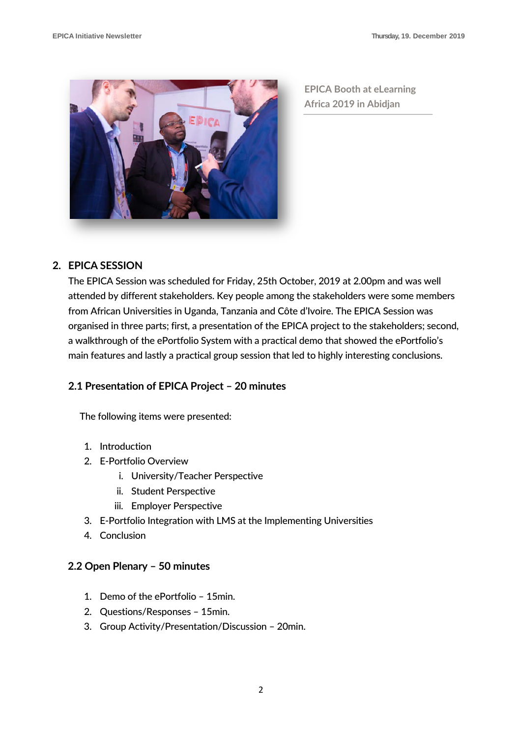EPICA Booth at eLearning Africa 2019 in Abidjan

## 2. EPICA SESSION

The EPICA Session was scheduled for Friday, 25th October, 2019 at 2.00pm and was well attended by different stakeholders. Key people among the stakeholders were some members from African Universities in Uganda, Tanzania and Côte d'Ivoire. The EPICA Session was organised in three parts; first, a presentation of the EPICA project to the stakeholders; second, a walkthrough of the ePortfolio System with a practical demo that showed the ePortfolio's main features and lastly a practical group session that led to highly interesting conclusions.

### 2.1 Presentation of EPICA Project – 20 minutes

The following items were presented:

1. Introduction
2. E-Portfolio Overview
    i. University/Teacher Perspective
    ii. Student Perspective
    iii. Employer Perspective
3. E-Portfolio Integration with LMS at the Implementing Universities
4. Conclusion

### 2.2 Open Plenary – 50 minutes

1. Demo of the ePortfolio – 15min.
2. Questions/Responses – 15min.
3. Group Activity/Presentation/Discussion – 20min.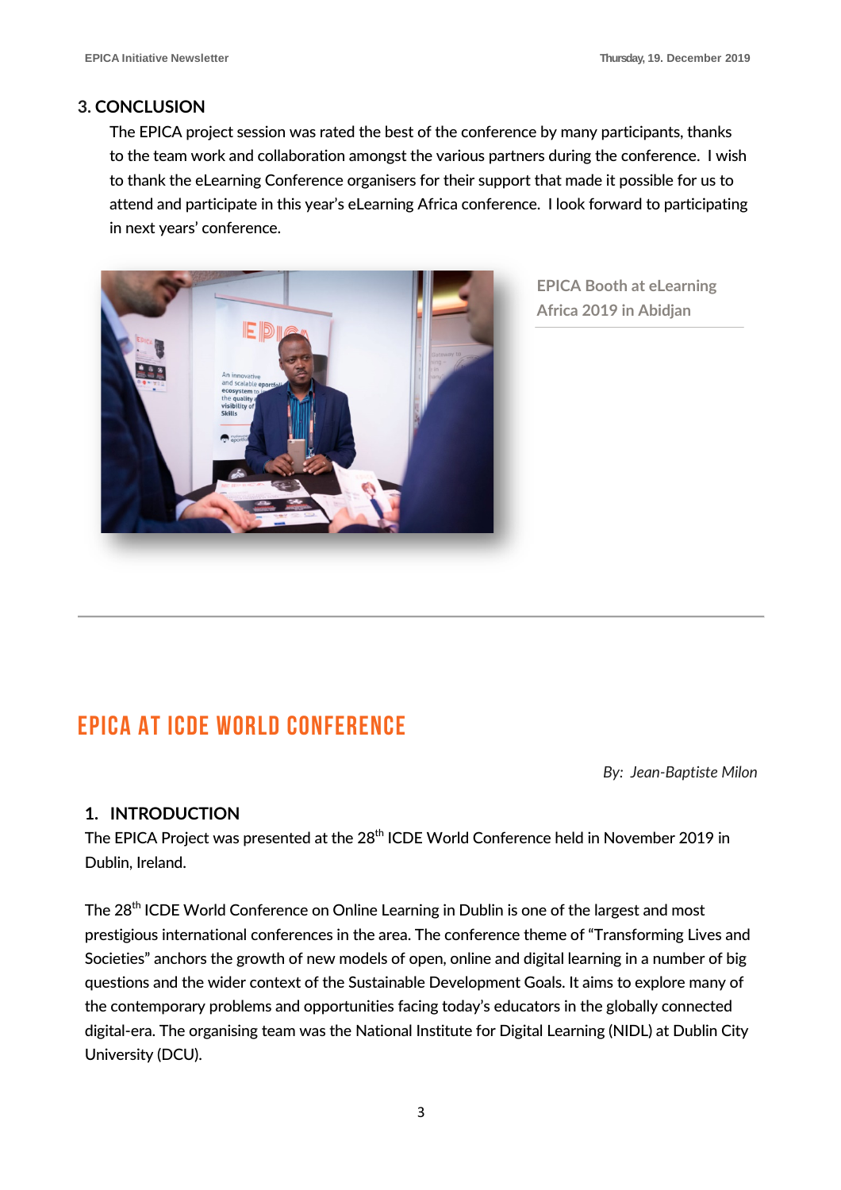## 3. CONCLUSION

The EPICA project session was rated the best of the conference by many participants, thanks to the team work and collaboration amongst the various partners during the conference. I wish to thank the eLearning Conference organisers for their support that made it possible for us to attend and participate in this year's eLearning Africa conference. I look forward to participating in next years' conference.

EPICA Booth at eLearning Africa 2019 in Abidjan

# EPICA AT ICDE WORLD CONFERENCE

*By: Jean-Baptiste Milon*

## 1. INTRODUCTION

The EPICA Project was presented at the 28th ICDE World Conference held in November 2019 in Dublin, Ireland.

The 28th ICDE World Conference on Online Learning in Dublin is one of the largest and most prestigious international conferences in the area. The conference theme of "Transforming Lives and Societies" anchors the growth of new models of open, online and digital learning in a number of big questions and the wider context of the Sustainable Development Goals. It aims to explore many of the contemporary problems and opportunities facing today's educators in the globally connected digital-era. The organising team was the National Institute for Digital Learning (NIDL) at Dublin City University (DCU).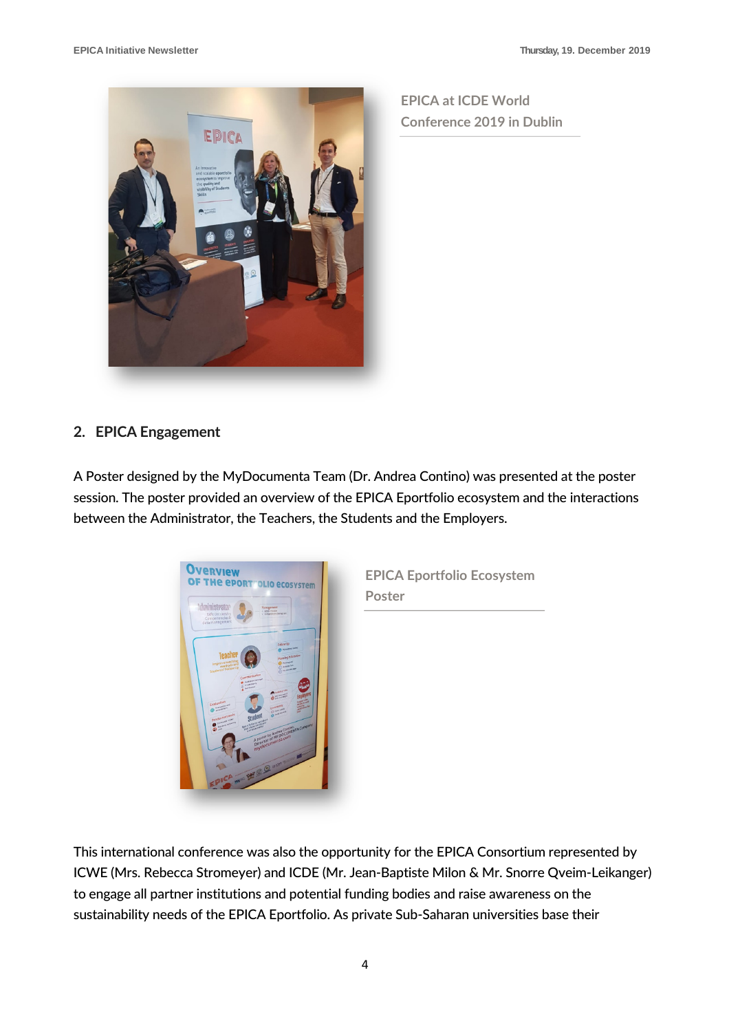EPICA at ICDE World Conference 2019 in Dublin

## 2. EPICA Engagement

A Poster designed by the MyDocumenta Team (Dr. Andrea Contino) was presented at the poster session. The poster provided an overview of the EPICA Eportfolio ecosystem and the interactions between the Administrator, the Teachers, the Students and the Employers.

EPICA Eportfolio Ecosystem Poster

This international conference was also the opportunity for the EPICA Consortium represented by ICWE (Mrs. Rebecca Stromeyer) and ICDE (Mr. Jean-Baptiste Milon & Mr. Snorre Qveim-Leikanger) to engage all partner institutions and potential funding bodies and raise awareness on the sustainability needs of the EPICA Eportfolio. As private Sub-Saharan universities base their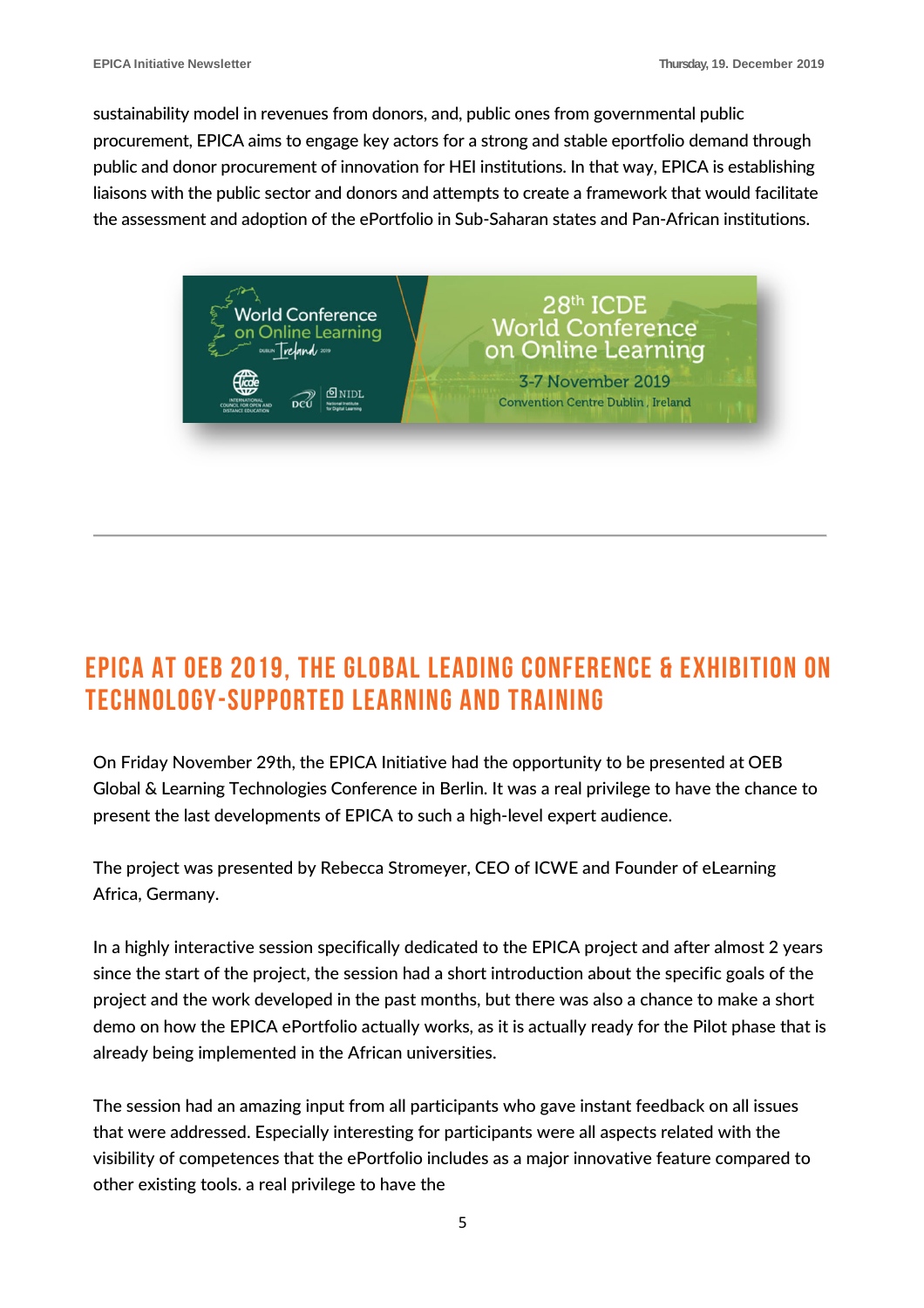sustainability model in revenues from donors, and, public ones from governmental public procurement, EPICA aims to engage key actors for a strong and stable eportfolio demand through public and donor procurement of innovation for HEI institutions. In that way, EPICA is establishing liaisons with the public sector and donors and attempts to create a framework that would facilitate the assessment and adoption of the ePortfolio in Sub-Saharan states and Pan-African institutions.

---

## EPICA AT OEB 2019, THE GLOBAL LEADING CONFERENCE & EXHIBITION ON TECHNOLOGY-SUPPORTED LEARNING AND TRAINING

On Friday November 29th, the EPICA Initiative had the opportunity to be presented at OEB Global & Learning Technologies Conference in Berlin. It was a real privilege to have the chance to present the last developments of EPICA to such a high-level expert audience.

The project was presented by Rebecca Stromeyer, CEO of ICWE and Founder of eLearning Africa, Germany.

In a highly interactive session specifically dedicated to the EPICA project and after almost 2 years since the start of the project, the session had a short introduction about the specific goals of the project and the work developed in the past months, but there was also a chance to make a short demo on how the EPICA ePortfolio actually works, as it is actually ready for the Pilot phase that is already being implemented in the African universities.

The session had an amazing input from all participants who gave instant feedback on all issues that were addressed. Especially interesting for participants were all aspects related with the visibility of competences that the ePortfolio includes as a major innovative feature compared to other existing tools. a real privilege to have the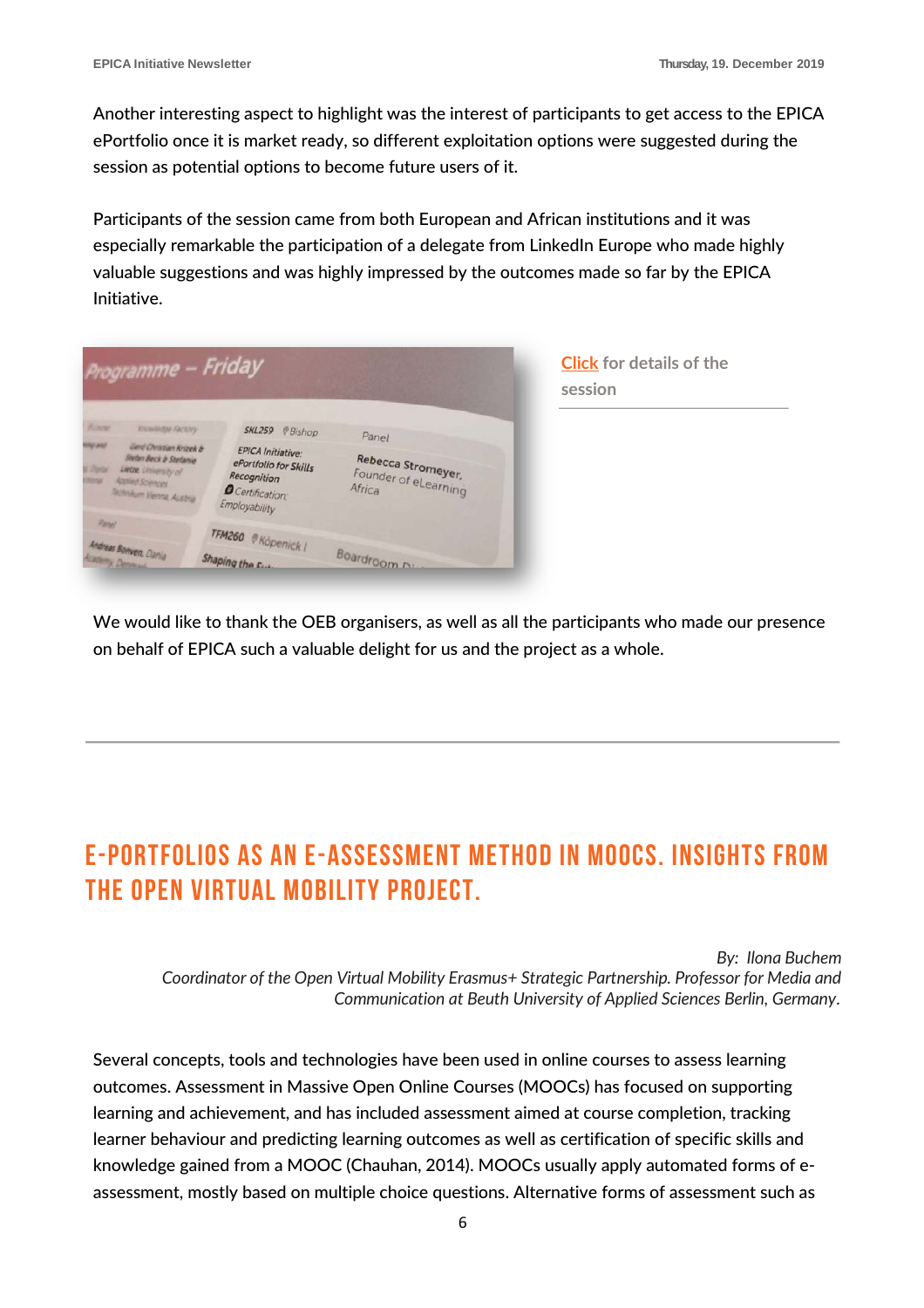Another interesting aspect to highlight was the interest of participants to get access to the EPICA ePortfolio once it is market ready, so different exploitation options were suggested during the session as potential options to become future users of it.

Participants of the session came from both European and African institutions and it was especially remarkable the participation of a delegate from LinkedIn Europe who made highly valuable suggestions and was highly impressed by the outcomes made so far by the EPICA Initiative.

**Click** for details of the session

We would like to thank the OEB organisers, as well as all the participants who made our presence on behalf of EPICA such a valuable delight for us and the project as a whole.

---

## E-PORTFOLIOS AS AN E-ASSESSMENT METHOD IN MOOCS. INSIGHTS FROM THE OPEN VIRTUAL MOBILITY PROJECT.

*By: Ilona Buchem*
*Coordinator of the Open Virtual Mobility Erasmus+ Strategic Partnership. Professor for Media and Communication at Beuth University of Applied Sciences Berlin, Germany.*

Several concepts, tools and technologies have been used in online courses to assess learning outcomes. Assessment in Massive Open Online Courses (MOOCs) has focused on supporting learning and achievement, and has included assessment aimed at course completion, tracking learner behaviour and predicting learning outcomes as well as certification of specific skills and knowledge gained from a MOOC (Chauhan, 2014). MOOCs usually apply automated forms of e-assessment, mostly based on multiple choice questions. Alternative forms of assessment such as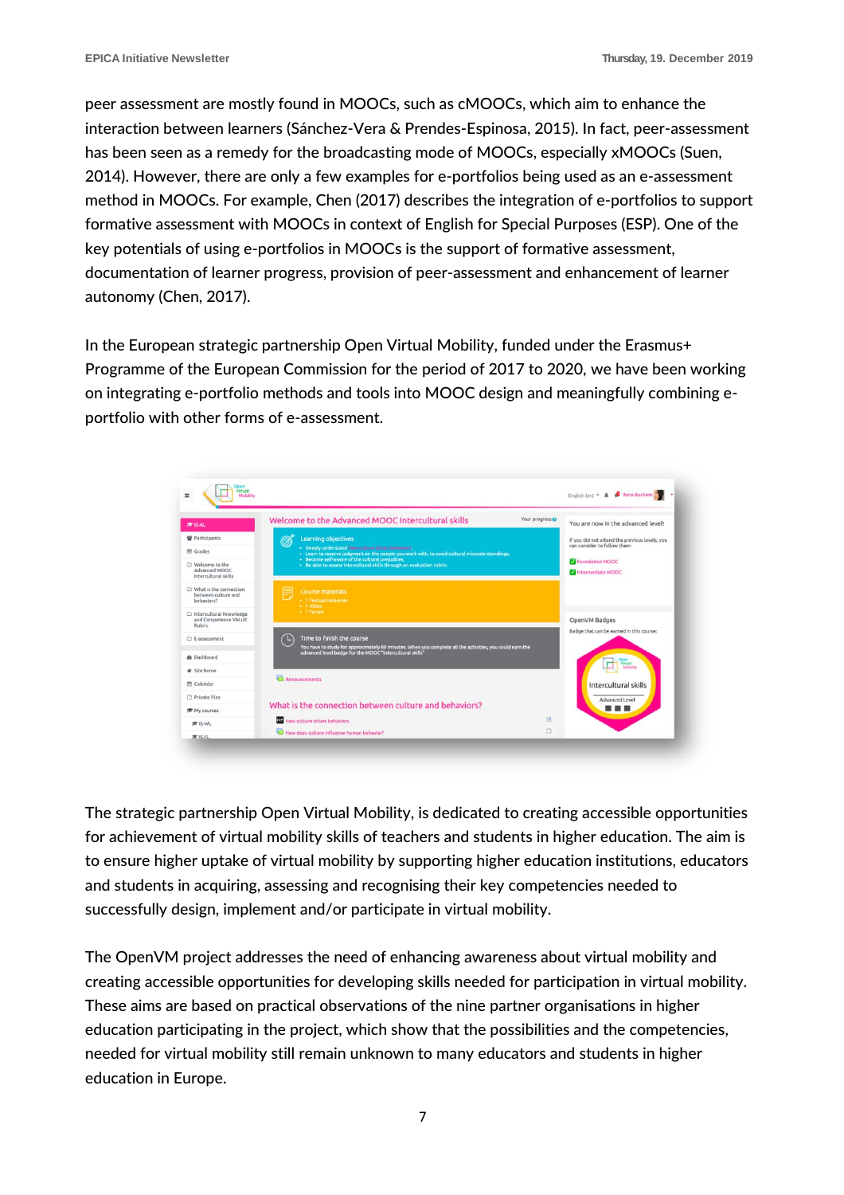peer assessment are mostly found in MOOCs, such as cMOOCs, which aim to enhance the interaction between learners (Sánchez-Vera & Prendes-Espinosa, 2015). In fact, peer-assessment has been seen as a remedy for the broadcasting mode of MOOCs, especially xMOOCs (Suen, 2014). However, there are only a few examples for e-portfolios being used as an e-assessment method in MOOCs. For example, Chen (2017) describes the integration of e-portfolios to support formative assessment with MOOCs in context of English for Special Purposes (ESP). One of the key potentials of using e-portfolios in MOOCs is the support of formative assessment, documentation of learner progress, provision of peer-assessment and enhancement of learner autonomy (Chen, 2017).

In the European strategic partnership Open Virtual Mobility, funded under the Erasmus+ Programme of the European Commission for the period of 2017 to 2020, we have been working on integrating e-portfolio methods and tools into MOOC design and meaningfully combining e-portfolio with other forms of e-assessment.

The strategic partnership Open Virtual Mobility, is dedicated to creating accessible opportunities for achievement of virtual mobility skills of teachers and students in higher education. The aim is to ensure higher uptake of virtual mobility by supporting higher education institutions, educators and students in acquiring, assessing and recognising their key competencies needed to successfully design, implement and/or participate in virtual mobility.

The OpenVM project addresses the need of enhancing awareness about virtual mobility and creating accessible opportunities for developing skills needed for participation in virtual mobility. These aims are based on practical observations of the nine partner organisations in higher education participating in the project, which show that the possibilities and the competencies, needed for virtual mobility still remain unknown to many educators and students in higher education in Europe.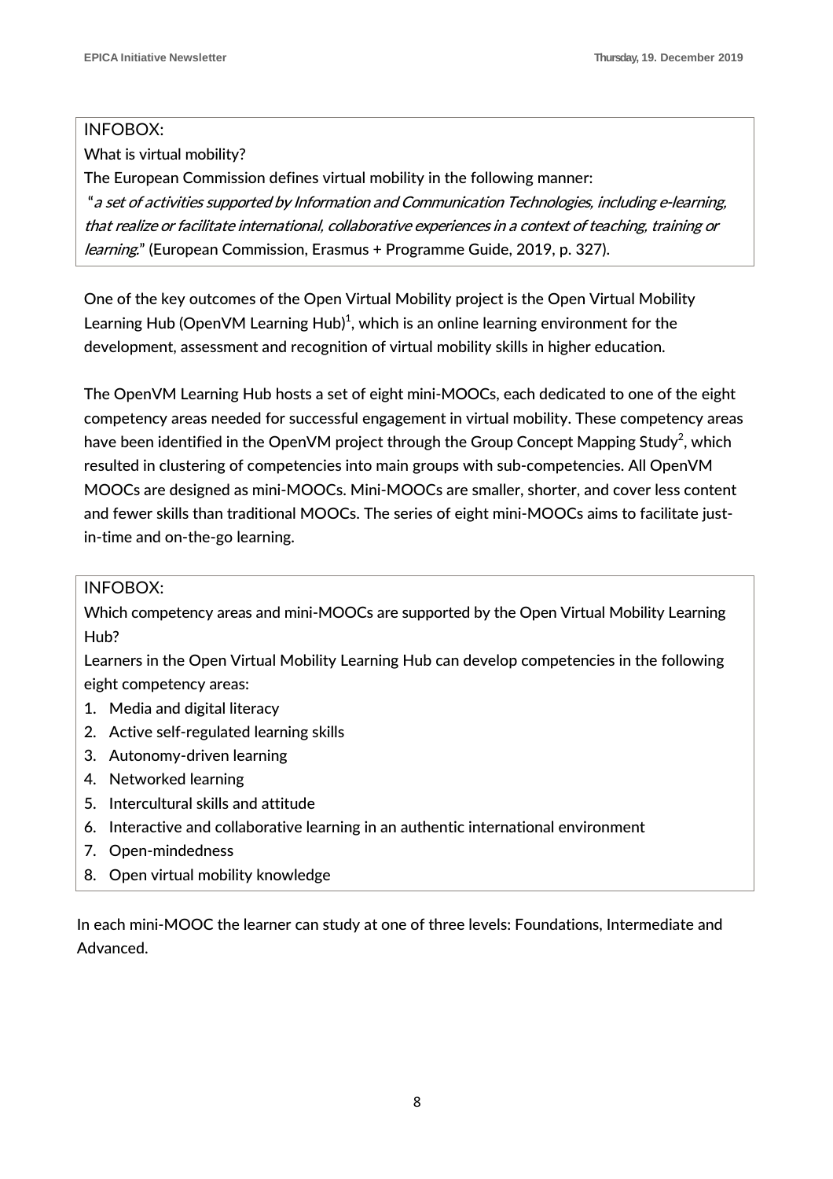INFOBOX:

What is virtual mobility?

The European Commission defines virtual mobility in the following manner:

"*a set of activities supported by Information and Communication Technologies, including e-learning, that realize or facilitate international, collaborative experiences in a context of teaching, training or learning.*" (European Commission, Erasmus + Programme Guide, 2019, p. 327).

One of the key outcomes of the Open Virtual Mobility project is the Open Virtual Mobility Learning Hub (OpenVM Learning Hub)[1], which is an online learning environment for the development, assessment and recognition of virtual mobility skills in higher education.

The OpenVM Learning Hub hosts a set of eight mini-MOOCs, each dedicated to one of the eight competency areas needed for successful engagement in virtual mobility. These competency areas have been identified in the OpenVM project through the Group Concept Mapping Study[2], which resulted in clustering of competencies into main groups with sub-competencies. All OpenVM MOOCs are designed as mini-MOOCs. Mini-MOOCs are smaller, shorter, and cover less content and fewer skills than traditional MOOCs. The series of eight mini-MOOCs aims to facilitate just-in-time and on-the-go learning.

INFOBOX:

Which competency areas and mini-MOOCs are supported by the Open Virtual Mobility Learning Hub?

Learners in the Open Virtual Mobility Learning Hub can develop competencies in the following eight competency areas:

1. Media and digital literacy
2. Active self-regulated learning skills
3. Autonomy-driven learning
4. Networked learning
5. Intercultural skills and attitude
6. Interactive and collaborative learning in an authentic international environment
7. Open-mindedness
8. Open virtual mobility knowledge

In each mini-MOOC the learner can study at one of three levels: Foundations, Intermediate and Advanced.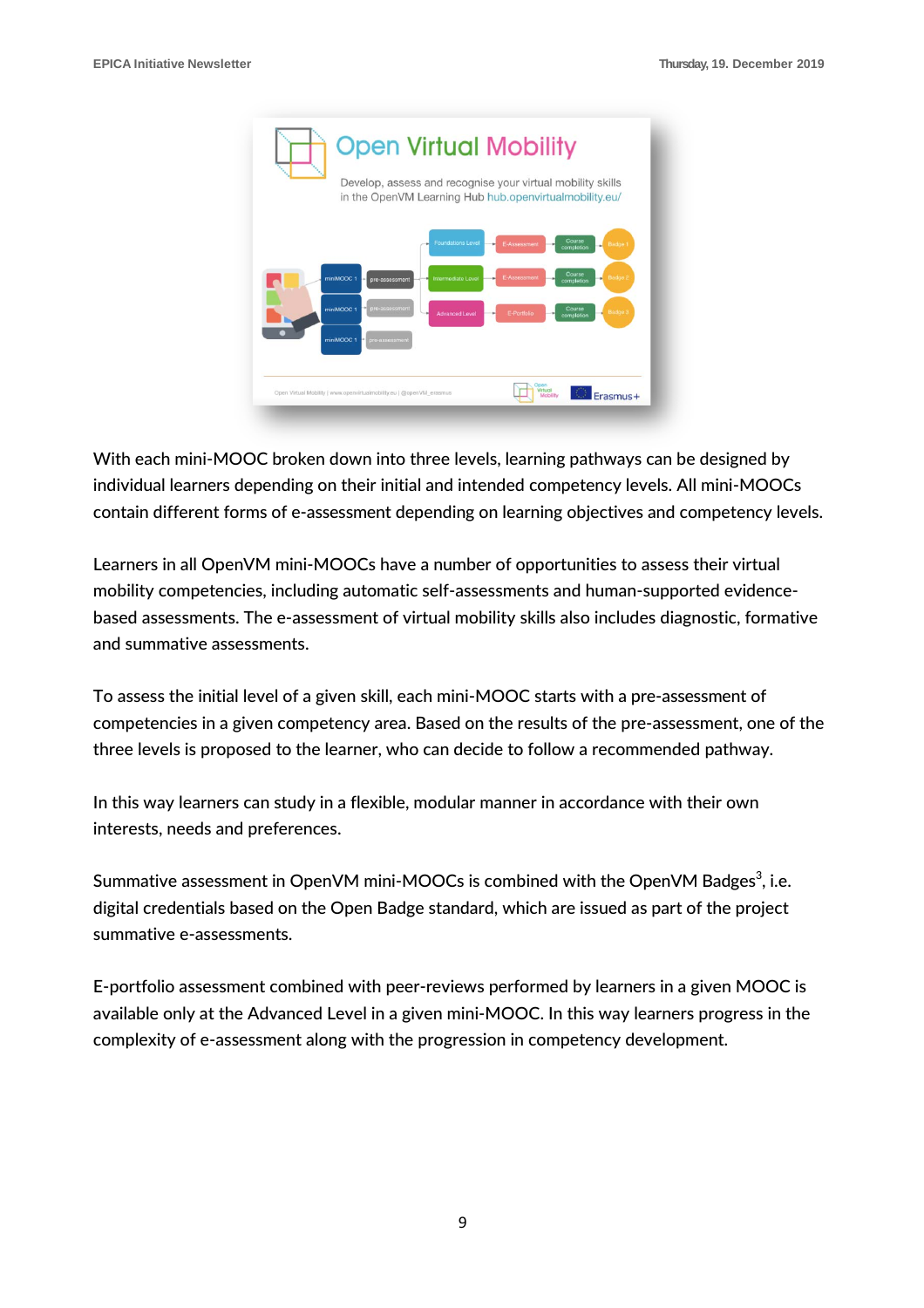With each mini-MOOC broken down into three levels, learning pathways can be designed by individual learners depending on their initial and intended competency levels. All mini-MOOCs contain different forms of e-assessment depending on learning objectives and competency levels.

Learners in all OpenVM mini-MOOCs have a number of opportunities to assess their virtual mobility competencies, including automatic self-assessments and human-supported evidence-based assessments. The e-assessment of virtual mobility skills also includes diagnostic, formative and summative assessments.

To assess the initial level of a given skill, each mini-MOOC starts with a pre-assessment of competencies in a given competency area. Based on the results of the pre-assessment, one of the three levels is proposed to the learner, who can decide to follow a recommended pathway.

In this way learners can study in a flexible, modular manner in accordance with their own interests, needs and preferences.

Summative assessment in OpenVM mini-MOOCs is combined with the OpenVM Badges[3], i.e. digital credentials based on the Open Badge standard, which are issued as part of the project summative e-assessments.

E-portfolio assessment combined with peer-reviews performed by learners in a given MOOC is available only at the Advanced Level in a given mini-MOOC. In this way learners progress in the complexity of e-assessment along with the progression in competency development.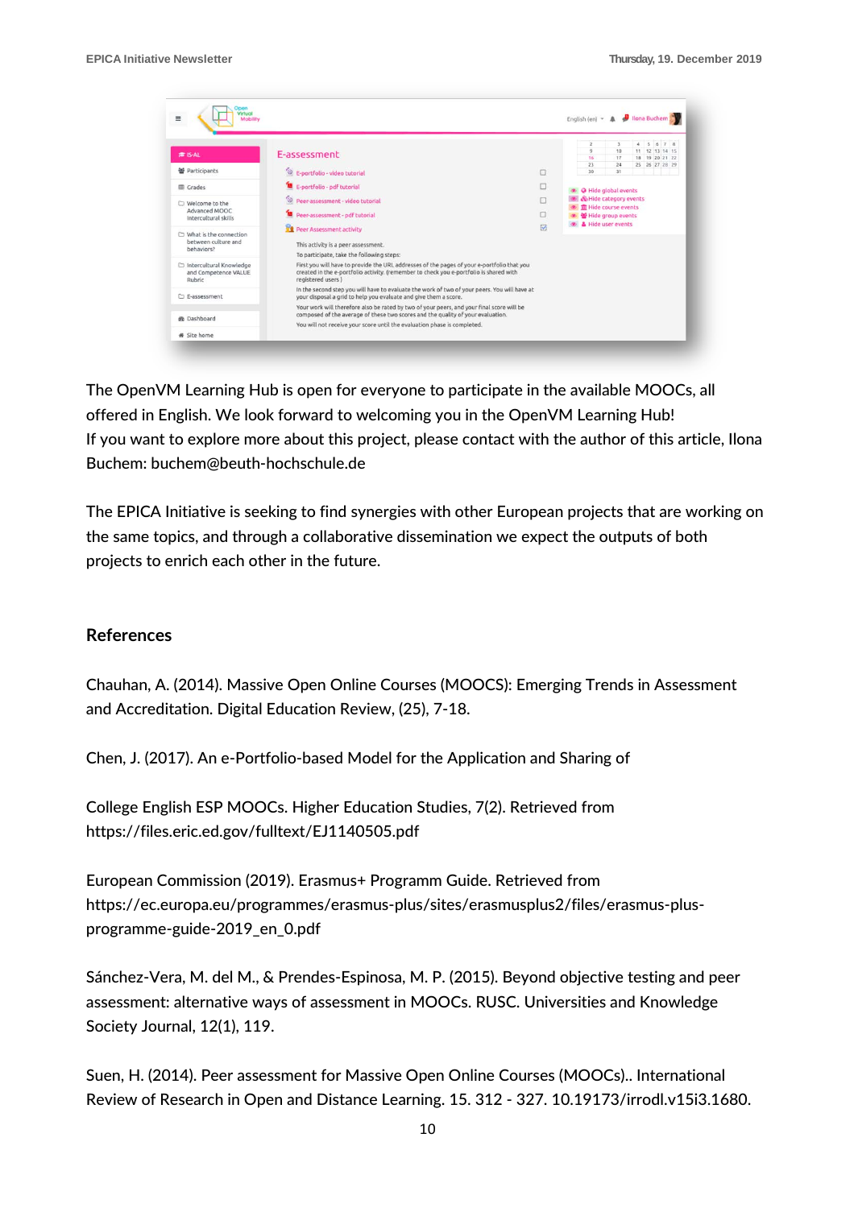The OpenVM Learning Hub is open for everyone to participate in the available MOOCs, all offered in English. We look forward to welcoming you in the OpenVM Learning Hub!
If you want to explore more about this project, please contact with the author of this article, Ilona Buchem: buchem@beuth-hochschule.de

The EPICA Initiative is seeking to find synergies with other European projects that are working on the same topics, and through a collaborative dissemination we expect the outputs of both projects to enrich each other in the future.

## References

Chauhan, A. (2014). Massive Open Online Courses (MOOCS): Emerging Trends in Assessment and Accreditation. Digital Education Review, (25), 7-18.

Chen, J. (2017). An e-Portfolio-based Model for the Application and Sharing of

College English ESP MOOCs. Higher Education Studies, 7(2). Retrieved from https://files.eric.ed.gov/fulltext/EJ1140505.pdf

European Commission (2019). Erasmus+ Programm Guide. Retrieved from https://ec.europa.eu/programmes/erasmus-plus/sites/erasmusplus2/files/erasmus-plus-programme-guide-2019_en_0.pdf

Sánchez-Vera, M. del M., & Prendes-Espinosa, M. P. (2015). Beyond objective testing and peer assessment: alternative ways of assessment in MOOCs. RUSC. Universities and Knowledge Society Journal, 12(1), 119.

Suen, H. (2014). Peer assessment for Massive Open Online Courses (MOOCs).. International Review of Research in Open and Distance Learning. 15. 312 - 327. 10.19173/irrodl.v15i3.1680.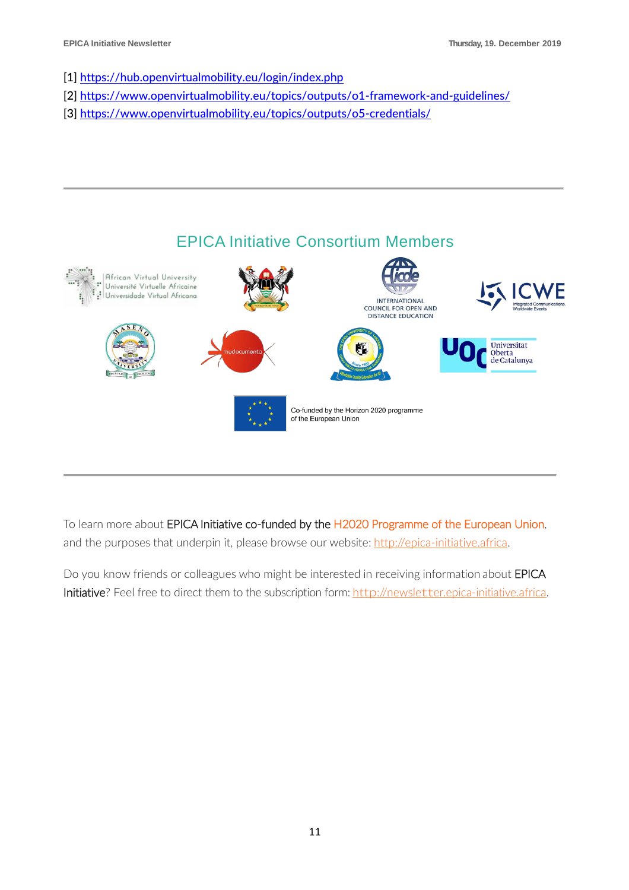[1] https://hub.openvirtualmobility.eu/login/index.php

[2] https://www.openvirtualmobility.eu/topics/outputs/o1-framework-and-guidelines/

[3] https://www.openvirtualmobility.eu/topics/outputs/o5-credentials/

---

## EPICA Initiative Consortium Members

African Virtual University
Université Virtuelle Africaine
Universidade Virtual Africana

INTERNATIONAL COUNCIL FOR OPEN AND DISTANCE EDUCATION

ICWE Integrated Communications, Worldwide Events

mydocumenta

Universitat Oberta de Catalunya

Co-funded by the Horizon 2020 programme of the European Union

---

To learn more about EPICA Initiative co-funded by the H2020 Programme of the European Union, and the purposes that underpin it, please browse our website: http://epica-initiative.africa.

Do you know friends or colleagues who might be interested in receiving information about EPICA Initiative? Feel free to direct them to the subscription form: http://newsletter.epica-initiative.africa.